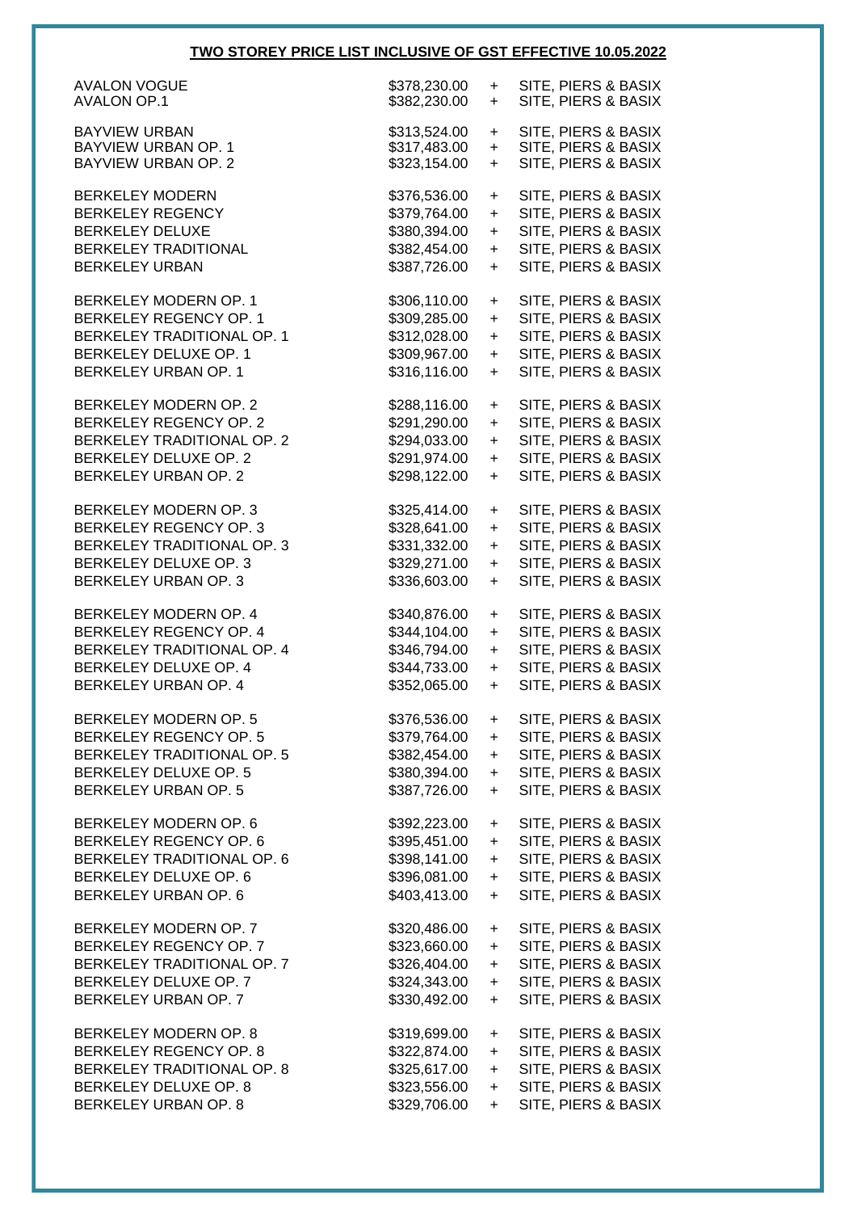**TWO STOREY PRICE LIST INCLUSIVE OF GST EFFECTIVE 10.05.2022**

| | | | |
|---|---|---|---|
| AVALON VOGUE | $378,230.00 | + | SITE, PIERS & BASIX |
| AVALON OP.1 | $382,230.00 | + | SITE, PIERS & BASIX |
| | | | |
| BAYVIEW URBAN | $313,524.00 | + | SITE, PIERS & BASIX |
| BAYVIEW URBAN OP. 1 | $317,483.00 | + | SITE, PIERS & BASIX |
| BAYVIEW URBAN OP. 2 | $323,154.00 | + | SITE, PIERS & BASIX |
| | | | |
| BERKELEY MODERN | $376,536.00 | + | SITE, PIERS & BASIX |
| BERKELEY REGENCY | $379,764.00 | + | SITE, PIERS & BASIX |
| BERKELEY DELUXE | $380,394.00 | + | SITE, PIERS & BASIX |
| BERKELEY TRADITIONAL | $382,454.00 | + | SITE, PIERS & BASIX |
| BERKELEY URBAN | $387,726.00 | + | SITE, PIERS & BASIX |
| | | | |
| BERKELEY MODERN OP. 1 | $306,110.00 | + | SITE, PIERS & BASIX |
| BERKELEY REGENCY OP. 1 | $309,285.00 | + | SITE, PIERS & BASIX |
| BERKELEY TRADITIONAL OP. 1 | $312,028.00 | + | SITE, PIERS & BASIX |
| BERKELEY DELUXE OP. 1 | $309,967.00 | + | SITE, PIERS & BASIX |
| BERKELEY URBAN OP. 1 | $316,116.00 | + | SITE, PIERS & BASIX |
| | | | |
| BERKELEY MODERN OP. 2 | $288,116.00 | + | SITE, PIERS & BASIX |
| BERKELEY REGENCY OP. 2 | $291,290.00 | + | SITE, PIERS & BASIX |
| BERKELEY TRADITIONAL OP. 2 | $294,033.00 | + | SITE, PIERS & BASIX |
| BERKELEY DELUXE OP. 2 | $291,974.00 | + | SITE, PIERS & BASIX |
| BERKELEY URBAN OP. 2 | $298,122.00 | + | SITE, PIERS & BASIX |
| | | | |
| BERKELEY MODERN OP. 3 | $325,414.00 | + | SITE, PIERS & BASIX |
| BERKELEY REGENCY OP. 3 | $328,641.00 | + | SITE, PIERS & BASIX |
| BERKELEY TRADITIONAL OP. 3 | $331,332.00 | + | SITE, PIERS & BASIX |
| BERKELEY DELUXE OP. 3 | $329,271.00 | + | SITE, PIERS & BASIX |
| BERKELEY URBAN OP. 3 | $336,603.00 | + | SITE, PIERS & BASIX |
| | | | |
| BERKELEY MODERN OP. 4 | $340,876.00 | + | SITE, PIERS & BASIX |
| BERKELEY REGENCY OP. 4 | $344,104.00 | + | SITE, PIERS & BASIX |
| BERKELEY TRADITIONAL OP. 4 | $346,794.00 | + | SITE, PIERS & BASIX |
| BERKELEY DELUXE OP. 4 | $344,733.00 | + | SITE, PIERS & BASIX |
| BERKELEY URBAN OP. 4 | $352,065.00 | + | SITE, PIERS & BASIX |
| | | | |
| BERKELEY MODERN OP. 5 | $376,536.00 | + | SITE, PIERS & BASIX |
| BERKELEY REGENCY OP. 5 | $379,764.00 | + | SITE, PIERS & BASIX |
| BERKELEY TRADITIONAL OP. 5 | $382,454.00 | + | SITE, PIERS & BASIX |
| BERKELEY DELUXE OP. 5 | $380,394.00 | + | SITE, PIERS & BASIX |
| BERKELEY URBAN OP. 5 | $387,726.00 | + | SITE, PIERS & BASIX |
| | | | |
| BERKELEY MODERN OP. 6 | $392,223.00 | + | SITE, PIERS & BASIX |
| BERKELEY REGENCY OP. 6 | $395,451.00 | + | SITE, PIERS & BASIX |
| BERKELEY TRADITIONAL OP. 6 | $398,141.00 | + | SITE, PIERS & BASIX |
| BERKELEY DELUXE OP. 6 | $396,081.00 | + | SITE, PIERS & BASIX |
| BERKELEY URBAN OP. 6 | $403,413.00 | + | SITE, PIERS & BASIX |
| | | | |
| BERKELEY MODERN OP. 7 | $320,486.00 | + | SITE, PIERS & BASIX |
| BERKELEY REGENCY OP. 7 | $323,660.00 | + | SITE, PIERS & BASIX |
| BERKELEY TRADITIONAL OP. 7 | $326,404.00 | + | SITE, PIERS & BASIX |
| BERKELEY DELUXE OP. 7 | $324,343.00 | + | SITE, PIERS & BASIX |
| BERKELEY URBAN OP. 7 | $330,492.00 | + | SITE, PIERS & BASIX |
| | | | |
| BERKELEY MODERN OP. 8 | $319,699.00 | + | SITE, PIERS & BASIX |
| BERKELEY REGENCY OP. 8 | $322,874.00 | + | SITE, PIERS & BASIX |
| BERKELEY TRADITIONAL OP. 8 | $325,617.00 | + | SITE, PIERS & BASIX |
| BERKELEY DELUXE OP. 8 | $323,556.00 | + | SITE, PIERS & BASIX |
| BERKELEY URBAN OP. 8 | $329,706.00 | + | SITE, PIERS & BASIX |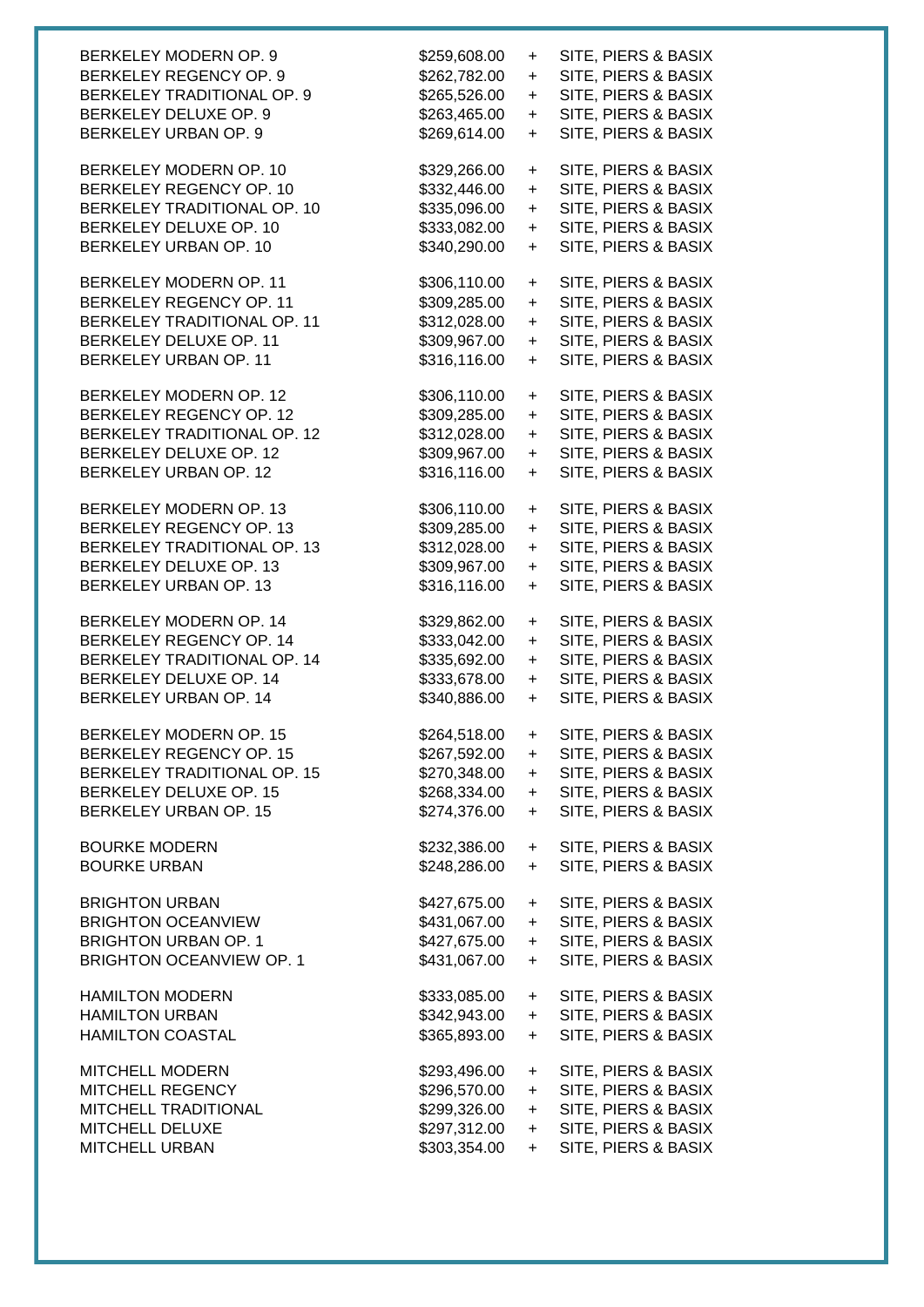| | | | |
|---|---|---|---|
| BERKELEY MODERN OP. 9 | $259,608.00 | + | SITE, PIERS & BASIX |
| BERKELEY REGENCY OP. 9 | $262,782.00 | + | SITE, PIERS & BASIX |
| BERKELEY TRADITIONAL OP. 9 | $265,526.00 | + | SITE, PIERS & BASIX |
| BERKELEY DELUXE OP. 9 | $263,465.00 | + | SITE, PIERS & BASIX |
| BERKELEY URBAN OP. 9 | $269,614.00 | + | SITE, PIERS & BASIX |
| | | | |
| BERKELEY MODERN OP. 10 | $329,266.00 | + | SITE, PIERS & BASIX |
| BERKELEY REGENCY OP. 10 | $332,446.00 | + | SITE, PIERS & BASIX |
| BERKELEY TRADITIONAL OP. 10 | $335,096.00 | + | SITE, PIERS & BASIX |
| BERKELEY DELUXE OP. 10 | $333,082.00 | + | SITE, PIERS & BASIX |
| BERKELEY URBAN OP. 10 | $340,290.00 | + | SITE, PIERS & BASIX |
| | | | |
| BERKELEY MODERN OP. 11 | $306,110.00 | + | SITE, PIERS & BASIX |
| BERKELEY REGENCY OP. 11 | $309,285.00 | + | SITE, PIERS & BASIX |
| BERKELEY TRADITIONAL OP. 11 | $312,028.00 | + | SITE, PIERS & BASIX |
| BERKELEY DELUXE OP. 11 | $309,967.00 | + | SITE, PIERS & BASIX |
| BERKELEY URBAN OP. 11 | $316,116.00 | + | SITE, PIERS & BASIX |
| | | | |
| BERKELEY MODERN OP. 12 | $306,110.00 | + | SITE, PIERS & BASIX |
| BERKELEY REGENCY OP. 12 | $309,285.00 | + | SITE, PIERS & BASIX |
| BERKELEY TRADITIONAL OP. 12 | $312,028.00 | + | SITE, PIERS & BASIX |
| BERKELEY DELUXE OP. 12 | $309,967.00 | + | SITE, PIERS & BASIX |
| BERKELEY URBAN OP. 12 | $316,116.00 | + | SITE, PIERS & BASIX |
| | | | |
| BERKELEY MODERN OP. 13 | $306,110.00 | + | SITE, PIERS & BASIX |
| BERKELEY REGENCY OP. 13 | $309,285.00 | + | SITE, PIERS & BASIX |
| BERKELEY TRADITIONAL OP. 13 | $312,028.00 | + | SITE, PIERS & BASIX |
| BERKELEY DELUXE OP. 13 | $309,967.00 | + | SITE, PIERS & BASIX |
| BERKELEY URBAN OP. 13 | $316,116.00 | + | SITE, PIERS & BASIX |
| | | | |
| BERKELEY MODERN OP. 14 | $329,862.00 | + | SITE, PIERS & BASIX |
| BERKELEY REGENCY OP. 14 | $333,042.00 | + | SITE, PIERS & BASIX |
| BERKELEY TRADITIONAL OP. 14 | $335,692.00 | + | SITE, PIERS & BASIX |
| BERKELEY DELUXE OP. 14 | $333,678.00 | + | SITE, PIERS & BASIX |
| BERKELEY URBAN OP. 14 | $340,886.00 | + | SITE, PIERS & BASIX |
| | | | |
| BERKELEY MODERN OP. 15 | $264,518.00 | + | SITE, PIERS & BASIX |
| BERKELEY REGENCY OP. 15 | $267,592.00 | + | SITE, PIERS & BASIX |
| BERKELEY TRADITIONAL OP. 15 | $270,348.00 | + | SITE, PIERS & BASIX |
| BERKELEY DELUXE OP. 15 | $268,334.00 | + | SITE, PIERS & BASIX |
| BERKELEY URBAN OP. 15 | $274,376.00 | + | SITE, PIERS & BASIX |
| | | | |
| BOURKE MODERN | $232,386.00 | + | SITE, PIERS & BASIX |
| BOURKE URBAN | $248,286.00 | + | SITE, PIERS & BASIX |
| | | | |
| BRIGHTON URBAN | $427,675.00 | + | SITE, PIERS & BASIX |
| BRIGHTON OCEANVIEW | $431,067.00 | + | SITE, PIERS & BASIX |
| BRIGHTON URBAN OP. 1 | $427,675.00 | + | SITE, PIERS & BASIX |
| BRIGHTON OCEANVIEW OP. 1 | $431,067.00 | + | SITE, PIERS & BASIX |
| | | | |
| HAMILTON MODERN | $333,085.00 | + | SITE, PIERS & BASIX |
| HAMILTON URBAN | $342,943.00 | + | SITE, PIERS & BASIX |
| HAMILTON COASTAL | $365,893.00 | + | SITE, PIERS & BASIX |
| | | | |
| MITCHELL MODERN | $293,496.00 | + | SITE, PIERS & BASIX |
| MITCHELL REGENCY | $296,570.00 | + | SITE, PIERS & BASIX |
| MITCHELL TRADITIONAL | $299,326.00 | + | SITE, PIERS & BASIX |
| MITCHELL DELUXE | $297,312.00 | + | SITE, PIERS & BASIX |
| MITCHELL URBAN | $303,354.00 | + | SITE, PIERS & BASIX |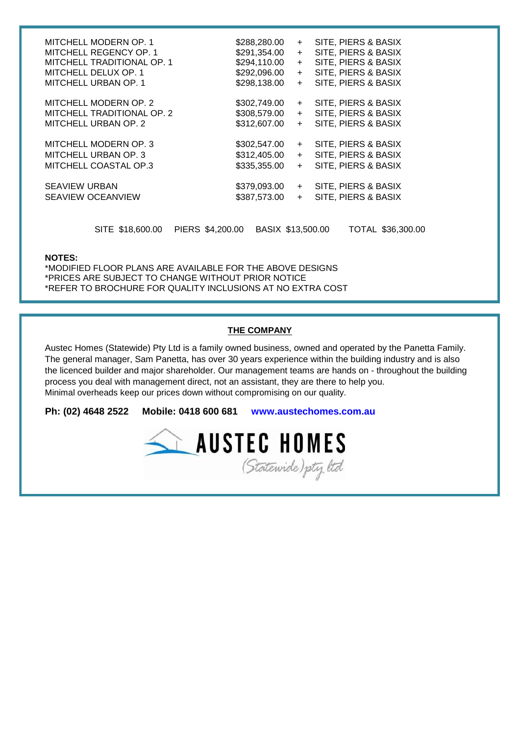| | | | |
|---|---|---|---|
| MITCHELL MODERN OP. 1 | $288,280.00 | + | SITE, PIERS & BASIX |
| MITCHELL REGENCY OP. 1 | $291,354.00 | + | SITE, PIERS & BASIX |
| MITCHELL TRADITIONAL OP. 1 | $294,110.00 | + | SITE, PIERS & BASIX |
| MITCHELL DELUX OP. 1 | $292,096.00 | + | SITE, PIERS & BASIX |
| MITCHELL URBAN OP. 1 | $298,138.00 | + | SITE, PIERS & BASIX |
| MITCHELL MODERN OP. 2 | $302,749.00 | + | SITE, PIERS & BASIX |
| MITCHELL TRADITIONAL OP. 2 | $308,579.00 | + | SITE, PIERS & BASIX |
| MITCHELL URBAN OP. 2 | $312,607.00 | + | SITE, PIERS & BASIX |
| MITCHELL MODERN OP. 3 | $302,547.00 | + | SITE, PIERS & BASIX |
| MITCHELL URBAN OP. 3 | $312,405.00 | + | SITE, PIERS & BASIX |
| MITCHELL COASTAL OP.3 | $335,355.00 | + | SITE, PIERS & BASIX |
| SEAVIEW URBAN | $379,093.00 | + | SITE, PIERS & BASIX |
| SEAVIEW OCEANVIEW | $387,573.00 | + | SITE, PIERS & BASIX |

SITE $18,600.00 PIERS $4,200.00 BASIX $13,500.00 TOTAL $36,300.00

**NOTES:**

*MODIFIED FLOOR PLANS ARE AVAILABLE FOR THE ABOVE DESIGNS
*PRICES ARE SUBJECT TO CHANGE WITHOUT PRIOR NOTICE
*REFER TO BROCHURE FOR QUALITY INCLUSIONS AT NO EXTRA COST

## THE COMPANY

Austec Homes (Statewide) Pty Ltd is a family owned business, owned and operated by the Panetta Family. The general manager, Sam Panetta, has over 30 years experience within the building industry and is also the licenced builder and major shareholder. Our management teams are hands on - throughout the building process you deal with management direct, not an assistant, they are there to help you.
Minimal overheads keep our prices down without compromising on our quality.

**Ph: (02) 4648 2522 Mobile: 0418 600 681 www.austechomes.com.au**

AUSTEC HOMES
(Statewide) pty ltd